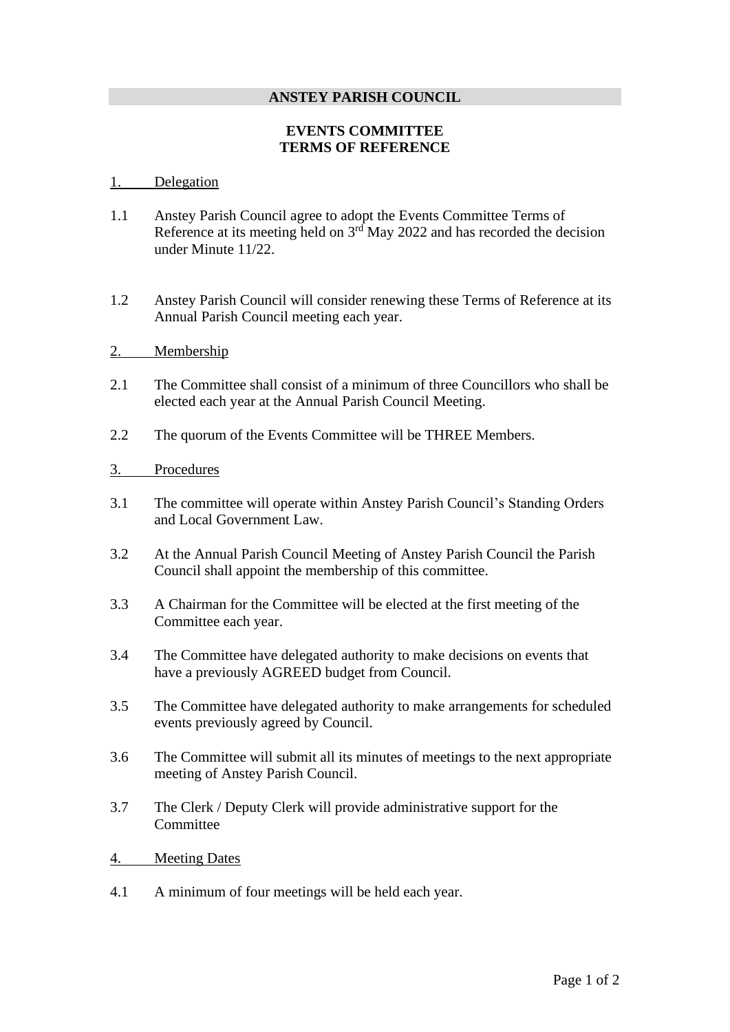# ANSTEY PARISH COUNCIL

## EVENTS COMMITTEE
## TERMS OF REFERENCE

### 1. Delegation

1.1 Anstey Parish Council agree to adopt the Events Committee Terms of Reference at its meeting held on 3rd May 2022 and has recorded the decision under Minute 11/22.

1.2 Anstey Parish Council will consider renewing these Terms of Reference at its Annual Parish Council meeting each year.

### 2. Membership

2.1 The Committee shall consist of a minimum of three Councillors who shall be elected each year at the Annual Parish Council Meeting.

2.2 The quorum of the Events Committee will be THREE Members.

### 3. Procedures

3.1 The committee will operate within Anstey Parish Council's Standing Orders and Local Government Law.

3.2 At the Annual Parish Council Meeting of Anstey Parish Council the Parish Council shall appoint the membership of this committee.

3.3 A Chairman for the Committee will be elected at the first meeting of the Committee each year.

3.4 The Committee have delegated authority to make decisions on events that have a previously AGREED budget from Council.

3.5 The Committee have delegated authority to make arrangements for scheduled events previously agreed by Council.

3.6 The Committee will submit all its minutes of meetings to the next appropriate meeting of Anstey Parish Council.

3.7 The Clerk / Deputy Clerk will provide administrative support for the Committee

### 4. Meeting Dates

4.1 A minimum of four meetings will be held each year.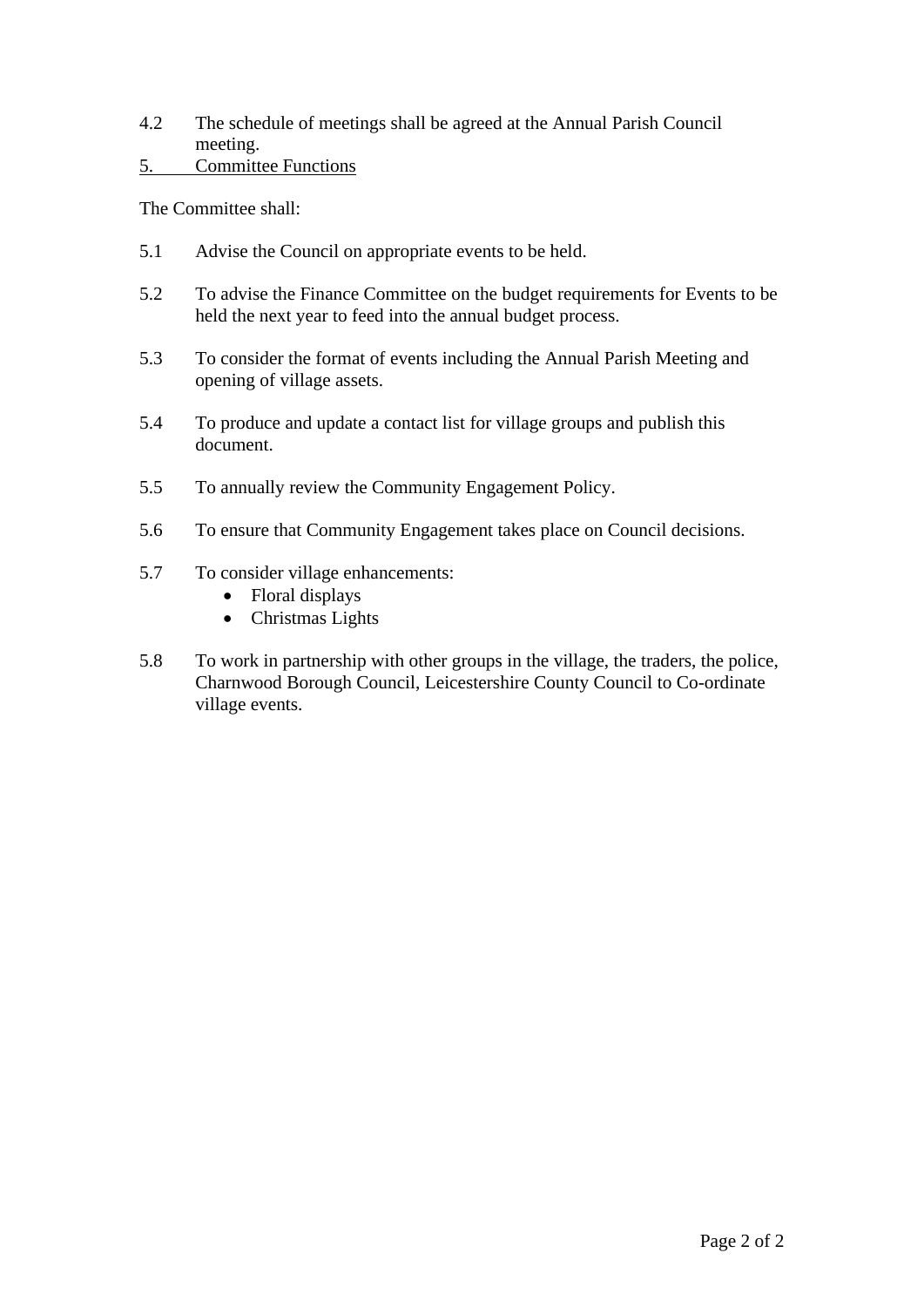4.2 The schedule of meetings shall be agreed at the Annual Parish Council meeting.

5. Committee Functions

The Committee shall:

5.1 Advise the Council on appropriate events to be held.

5.2 To advise the Finance Committee on the budget requirements for Events to be held the next year to feed into the annual budget process.

5.3 To consider the format of events including the Annual Parish Meeting and opening of village assets.

5.4 To produce and update a contact list for village groups and publish this document.

5.5 To annually review the Community Engagement Policy.

5.6 To ensure that Community Engagement takes place on Council decisions.

5.7 To consider village enhancements:

- Floral displays
- Christmas Lights

5.8 To work in partnership with other groups in the village, the traders, the police, Charnwood Borough Council, Leicestershire County Council to Co-ordinate village events.